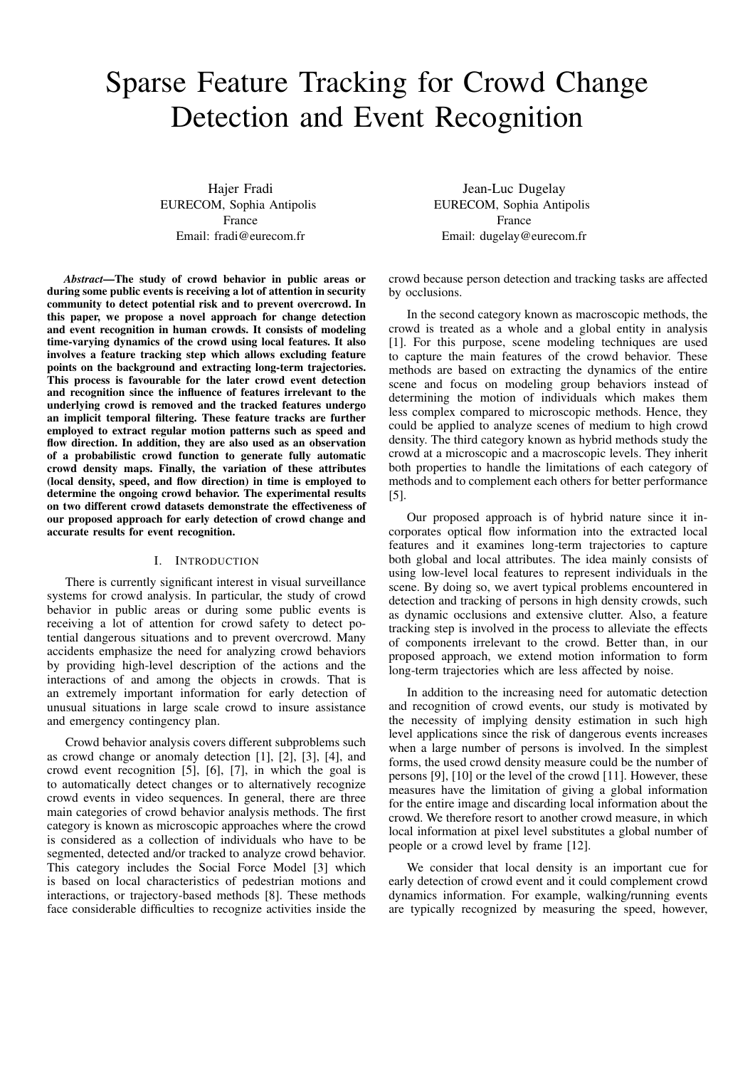# Sparse Feature Tracking for Crowd Change Detection and Event Recognition

Hajer Fradi
EURECOM, Sophia Antipolis
France
Email: fradi@eurecom.fr

Jean-Luc Dugelay
EURECOM, Sophia Antipolis
France
Email: dugelay@eurecom.fr

***Abstract*—The study of crowd behavior in public areas or during some public events is receiving a lot of attention in security community to detect potential risk and to prevent overcrowd. In this paper, we propose a novel approach for change detection and event recognition in human crowds. It consists of modeling time-varying dynamics of the crowd using local features. It also involves a feature tracking step which allows excluding feature points on the background and extracting long-term trajectories. This process is favourable for the later crowd event detection and recognition since the influence of features irrelevant to the underlying crowd is removed and the tracked features undergo an implicit temporal filtering. These feature tracks are further employed to extract regular motion patterns such as speed and flow direction. In addition, they are also used as an observation of a probabilistic crowd function to generate fully automatic crowd density maps. Finally, the variation of these attributes (local density, speed, and flow direction) in time is employed to determine the ongoing crowd behavior. The experimental results on two different crowd datasets demonstrate the effectiveness of our proposed approach for early detection of crowd change and accurate results for event recognition.**

## I. Introduction

There is currently significant interest in visual surveillance systems for crowd analysis. In particular, the study of crowd behavior in public areas or during some public events is receiving a lot of attention for crowd safety to detect potential dangerous situations and to prevent overcrowd. Many accidents emphasize the need for analyzing crowd behaviors by providing high-level description of the actions and the interactions of and among the objects in crowds. That is an extremely important information for early detection of unusual situations in large scale crowd to insure assistance and emergency contingency plan.

Crowd behavior analysis covers different subproblems such as crowd change or anomaly detection [1], [2], [3], [4], and crowd event recognition [5], [6], [7], in which the goal is to automatically detect changes or to alternatively recognize crowd events in video sequences. In general, there are three main categories of crowd behavior analysis methods. The first category is known as microscopic approaches where the crowd is considered as a collection of individuals who have to be segmented, detected and/or tracked to analyze crowd behavior. This category includes the Social Force Model [3] which is based on local characteristics of pedestrian motions and interactions, or trajectory-based methods [8]. These methods face considerable difficulties to recognize activities inside the crowd because person detection and tracking tasks are affected by occlusions.

In the second category known as macroscopic methods, the crowd is treated as a whole and a global entity in analysis [1]. For this purpose, scene modeling techniques are used to capture the main features of the crowd behavior. These methods are based on extracting the dynamics of the entire scene and focus on modeling group behaviors instead of determining the motion of individuals which makes them less complex compared to microscopic methods. Hence, they could be applied to analyze scenes of medium to high crowd density. The third category known as hybrid methods study the crowd at a microscopic and a macroscopic levels. They inherit both properties to handle the limitations of each category of methods and to complement each others for better performance [5].

Our proposed approach is of hybrid nature since it incorporates optical flow information into the extracted local features and it examines long-term trajectories to capture both global and local attributes. The idea mainly consists of using low-level local features to represent individuals in the scene. By doing so, we avert typical problems encountered in detection and tracking of persons in high density crowds, such as dynamic occlusions and extensive clutter. Also, a feature tracking step is involved in the process to alleviate the effects of components irrelevant to the crowd. Better than, in our proposed approach, we extend motion information to form long-term trajectories which are less affected by noise.

In addition to the increasing need for automatic detection and recognition of crowd events, our study is motivated by the necessity of implying density estimation in such high level applications since the risk of dangerous events increases when a large number of persons is involved. In the simplest forms, the used crowd density measure could be the number of persons [9], [10] or the level of the crowd [11]. However, these measures have the limitation of giving a global information for the entire image and discarding local information about the crowd. We therefore resort to another crowd measure, in which local information at pixel level substitutes a global number of people or a crowd level by frame [12].

We consider that local density is an important cue for early detection of crowd event and it could complement crowd dynamics information. For example, walking/running events are typically recognized by measuring the speed, however,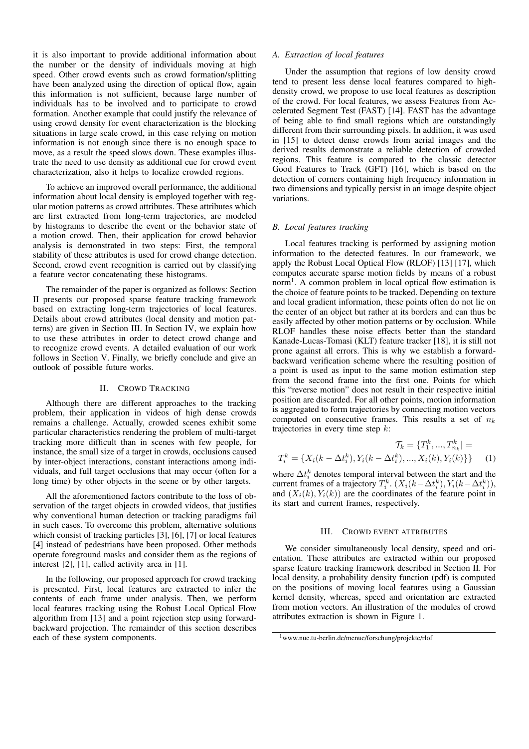it is also important to provide additional information about the number or the density of individuals moving at high speed. Other crowd events such as crowd formation/splitting have been analyzed using the direction of optical flow, again this information is not sufficient, because large number of individuals has to be involved and to participate to crowd formation. Another example that could justify the relevance of using crowd density for event characterization is the blocking situations in large scale crowd, in this case relying on motion information is not enough since there is no enough space to move, as a result the speed slows down. These examples illustrate the need to use density as additional cue for crowd event characterization, also it helps to localize crowded regions.

To achieve an improved overall performance, the additional information about local density is employed together with regular motion patterns as crowd attributes. These attributes which are first extracted from long-term trajectories, are modeled by histograms to describe the event or the behavior state of a motion crowd. Then, their application for crowd behavior analysis is demonstrated in two steps: First, the temporal stability of these attributes is used for crowd change detection. Second, crowd event recognition is carried out by classifying a feature vector concatenating these histograms.

The remainder of the paper is organized as follows: Section II presents our proposed sparse feature tracking framework based on extracting long-term trajectories of local features. Details about crowd attributes (local density and motion patterns) are given in Section III. In Section IV, we explain how to use these attributes in order to detect crowd change and to recognize crowd events. A detailed evaluation of our work follows in Section V. Finally, we briefly conclude and give an outlook of possible future works.

## II. Crowd Tracking

Although there are different approaches to the tracking problem, their application in videos of high dense crowds remains a challenge. Actually, crowded scenes exhibit some particular characteristics rendering the problem of multi-target tracking more difficult than in scenes with few people, for instance, the small size of a target in crowds, occlusions caused by inter-object interactions, constant interactions among individuals, and full target occlusions that may occur (often for a long time) by other objects in the scene or by other targets.

All the aforementioned factors contribute to the loss of observation of the target objects in crowded videos, that justifies why conventional human detection or tracking paradigms fail in such cases. To overcome this problem, alternative solutions which consist of tracking particles [3], [6], [7] or local features [4] instead of pedestrians have been proposed. Other methods operate foreground masks and consider them as the regions of interest [2], [1], called activity area in [1].

In the following, our proposed approach for crowd tracking is presented. First, local features are extracted to infer the contents of each frame under analysis. Then, we perform local features tracking using the Robust Local Optical Flow algorithm from [13] and a point rejection step using forward-backward projection. The remainder of this section describes each of these system components.

### A. Extraction of local features

Under the assumption that regions of low density crowd tend to present less dense local features compared to high-density crowd, we propose to use local features as description of the crowd. For local features, we assess Features from Accelerated Segment Test (FAST) [14]. FAST has the advantage of being able to find small regions which are outstandingly different from their surrounding pixels. In addition, it was used in [15] to detect dense crowds from aerial images and the derived results demonstrate a reliable detection of crowded regions. This feature is compared to the classic detector Good Features to Track (GFT) [16], which is based on the detection of corners containing high frequency information in two dimensions and typically persist in an image despite object variations.

### B. Local features tracking

Local features tracking is performed by assigning motion information to the detected features. In our framework, we apply the Robust Local Optical Flow (RLOF) [13] [17], which computes accurate sparse motion fields by means of a robust norm[1]. A common problem in local optical flow estimation is the choice of feature points to be tracked. Depending on texture and local gradient information, these points often do not lie on the center of an object but rather at its borders and can thus be easily affected by other motion patterns or by occlusion. While RLOF handles these noise effects better than the standard Kanade-Lucas-Tomasi (KLT) feature tracker [18], it is still not prone against all errors. This is why we establish a forward-backward verification scheme where the resulting position of a point is used as input to the same motion estimation step from the second frame into the first one. Points for which this "reverse motion" does not result in their respective initial position are discarded. For all other points, motion information is aggregated to form trajectories by connecting motion vectors computed on consecutive frames. This results a set of $n_k$ trajectories in every time step $k$:

$$\mathcal{T}_k = \{T_1^k, ..., T_{n_k}^k | = \\ T_i^k = \{X_i(k - \Delta t_i^k), Y_i(k - \Delta t_i^k), ..., X_i(k), Y_i(k)\}\} \quad (1)$$

where $\Delta t_i^k$ denotes temporal interval between the start and the current frames of a trajectory $T_i^k$. $(X_i(k-\Delta t_i^k), Y_i(k-\Delta t_i^k))$, and $(X_i(k), Y_i(k))$ are the coordinates of the feature point in its start and current frames, respectively.

## III. Crowd Event Attributes

We consider simultaneously local density, speed and orientation. These attributes are extracted within our proposed sparse feature tracking framework described in Section II. For local density, a probability density function (pdf) is computed on the positions of moving local features using a Gaussian kernel density, whereas, speed and orientation are extracted from motion vectors. An illustration of the modules of crowd attributes extraction is shown in Figure 1.

[1] www.nue.tu-berlin.de/menue/forschung/projekte/rlof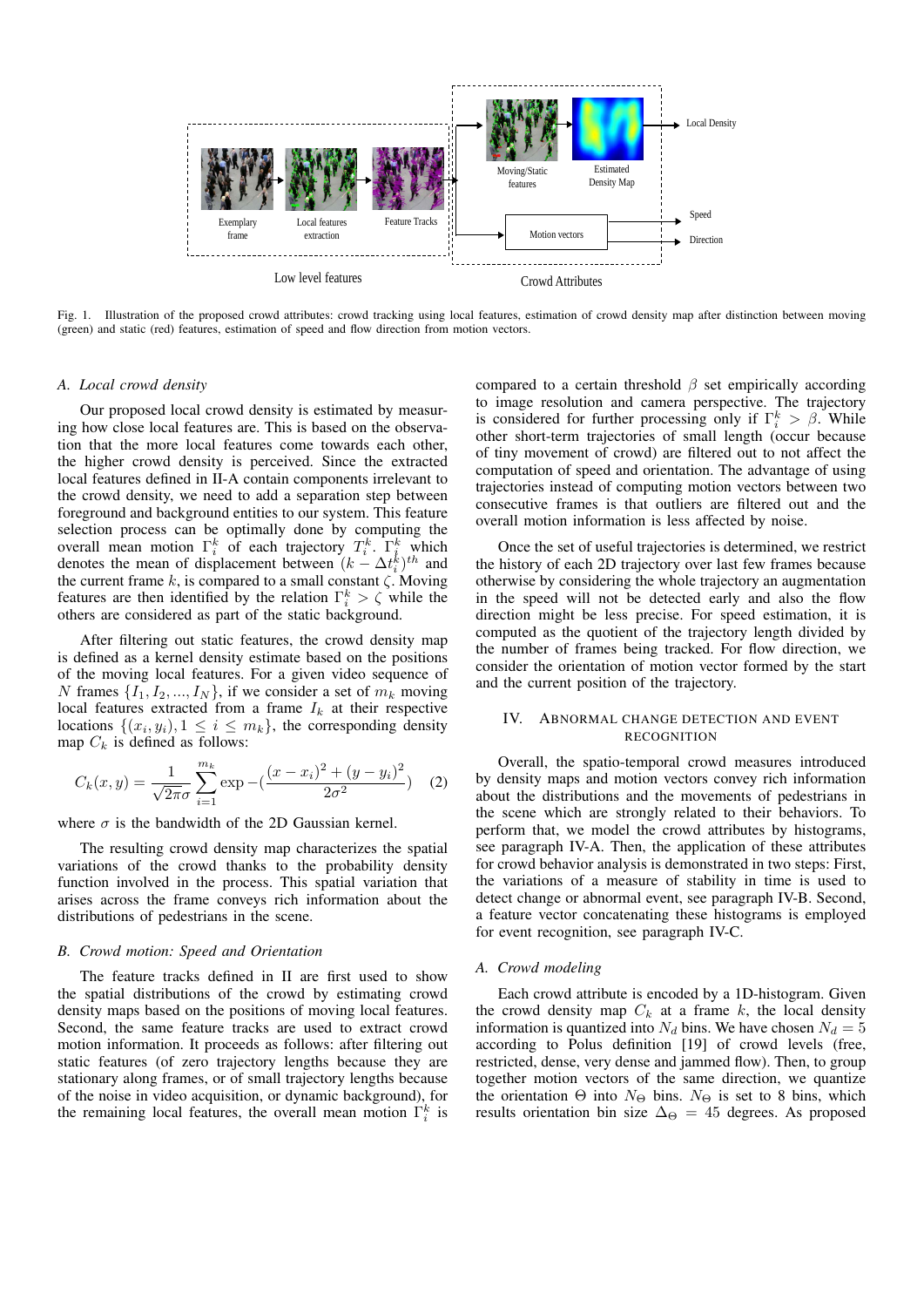Low level features

Exemplary frame

Local features extraction

Feature Tracks

Crowd Attributes

Moving/Static features

Estimated Density Map

Local Density

Motion vectors

Speed

Direction

Fig. 1. Illustration of the proposed crowd attributes: crowd tracking using local features, estimation of crowd density map after distinction between moving (green) and static (red) features, estimation of speed and flow direction from motion vectors.

### *A. Local crowd density*

Our proposed local crowd density is estimated by measuring how close local features are. This is based on the observation that the more local features come towards each other, the higher crowd density is perceived. Since the extracted local features defined in II-A contain components irrelevant to the crowd density, we need to add a separation step between foreground and background entities to our system. This feature selection process can be optimally done by computing the overall mean motion $\Gamma_i^k$ of each trajectory $T_i^k$. $\Gamma_i^k$ which denotes the mean of displacement between $(k - \Delta t_i^k)^{th}$ and the current frame $k$, is compared to a small constant $\zeta$. Moving features are then identified by the relation $\Gamma_i^k > \zeta$ while the others are considered as part of the static background.

After filtering out static features, the crowd density map is defined as a kernel density estimate based on the positions of the moving local features. For a given video sequence of $N$ frames $\{I_1, I_2, ..., I_N\}$, if we consider a set of $m_k$ moving local features extracted from a frame $I_k$ at their respective locations $\{(x_i, y_i), 1 \leq i \leq m_k\}$, the corresponding density map $C_k$ is defined as follows:

$$C_k(x, y) = \frac{1}{\sqrt{2\pi}\sigma} \sum_{i=1}^{m_k} \exp -\left(\frac{(x - x_i)^2 + (y - y_i)^2}{2\sigma^2}\right) \quad (2)$$

where $\sigma$ is the bandwidth of the 2D Gaussian kernel.

The resulting crowd density map characterizes the spatial variations of the crowd thanks to the probability density function involved in the process. This spatial variation that arises across the frame conveys rich information about the distributions of pedestrians in the scene.

### *B. Crowd motion: Speed and Orientation*

The feature tracks defined in II are first used to show the spatial distributions of the crowd by estimating crowd density maps based on the positions of moving local features. Second, the same feature tracks are used to extract crowd motion information. It proceeds as follows: after filtering out static features (of zero trajectory lengths because they are stationary along frames, or of small trajectory lengths because of the noise in video acquisition, or dynamic background), for the remaining local features, the overall mean motion $\Gamma_i^k$ is compared to a certain threshold $\beta$ set empirically according to image resolution and camera perspective. The trajectory is considered for further processing only if $\Gamma_i^k > \beta$. While other short-term trajectories of small length (occur because of tiny movement of crowd) are filtered out to not affect the computation of speed and orientation. The advantage of using trajectories instead of computing motion vectors between two consecutive frames is that outliers are filtered out and the overall motion information is less affected by noise.

Once the set of useful trajectories is determined, we restrict the history of each 2D trajectory over last few frames because otherwise by considering the whole trajectory an augmentation in the speed will not be detected early and also the flow direction might be less precise. For speed estimation, it is computed as the quotient of the trajectory length divided by the number of frames being tracked. For flow direction, we consider the orientation of motion vector formed by the start and the current position of the trajectory.

## IV. Abnormal change detection and event recognition

Overall, the spatio-temporal crowd measures introduced by density maps and motion vectors convey rich information about the distributions and the movements of pedestrians in the scene which are strongly related to their behaviors. To perform that, we model the crowd attributes by histograms, see paragraph IV-A. Then, the application of these attributes for crowd behavior analysis is demonstrated in two steps: First, the variations of a measure of stability in time is used to detect change or abnormal event, see paragraph IV-B. Second, a feature vector concatenating these histograms is employed for event recognition, see paragraph IV-C.

### *A. Crowd modeling*

Each crowd attribute is encoded by a 1D-histogram. Given the crowd density map $C_k$ at a frame $k$, the local density information is quantized into $N_d$ bins. We have chosen $N_d = 5$ according to Polus definition [19] of crowd levels (free, restricted, dense, very dense and jammed flow). Then, to group together motion vectors of the same direction, we quantize the orientation $\Theta$ into $N_\Theta$ bins. $N_\Theta$ is set to 8 bins, which results orientation bin size $\Delta_\Theta = 45$ degrees. As proposed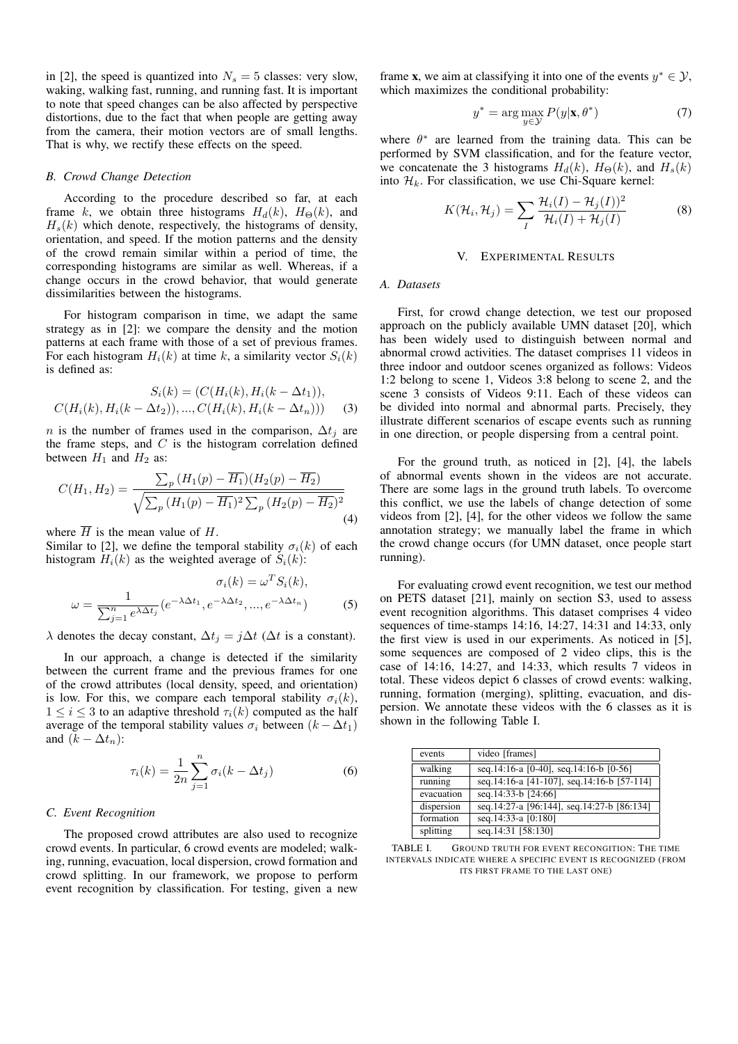in [2], the speed is quantized into $N_s = 5$ classes: very slow, waking, walking fast, running, and running fast. It is important to note that speed changes can be also affected by perspective distortions, due to the fact that when people are getting away from the camera, their motion vectors are of small lengths. That is why, we rectify these effects on the speed.

### *B. Crowd Change Detection*

According to the procedure described so far, at each frame $k$, we obtain three histograms $H_d(k)$, $H_\Theta(k)$, and $H_s(k)$ which denote, respectively, the histograms of density, orientation, and speed. If the motion patterns and the density of the crowd remain similar within a period of time, the corresponding histograms are similar as well. Whereas, if a change occurs in the crowd behavior, that would generate dissimilarities between the histograms.

For histogram comparison in time, we adapt the same strategy as in [2]: we compare the density and the motion patterns at each frame with those of a set of previous frames. For each histogram $H_i(k)$ at time $k$, a similarity vector $S_i(k)$ is defined as:

$$S_i(k) = (C(H_i(k), H_i(k-\Delta t_1)), \\ C(H_i(k), H_i(k-\Delta t_2)), ..., C(H_i(k), H_i(k-\Delta t_n))) \quad (3)$$

$n$ is the number of frames used in the comparison, $\Delta t_j$ are the frame steps, and $C$ is the histogram correlation defined between $H_1$ and $H_2$ as:

$$C(H_1, H_2) = \frac{\sum_p (H_1(p) - \overline{H_1})(H_2(p) - \overline{H_2})}{\sqrt{\sum_p (H_1(p) - \overline{H_1})^2 \sum_p (H_2(p) - \overline{H_2})^2}} \quad (4)$$

where $\overline{H}$ is the mean value of $H$.

Similar to [2], we define the temporal stability $\sigma_i(k)$ of each histogram $H_i(k)$ as the weighted average of $S_i(k)$:

$$\sigma_i(k) = \omega^T S_i(k), \\ \omega = \frac{1}{\sum_{j=1}^{n} e^{\lambda \Delta t_j}} (e^{-\lambda \Delta t_1}, e^{-\lambda \Delta t_2}, ..., e^{-\lambda \Delta t_n}) \quad (5)$$

$\lambda$ denotes the decay constant, $\Delta t_j = j\Delta t$ ($\Delta t$ is a constant).

In our approach, a change is detected if the similarity between the current frame and the previous frames for one of the crowd attributes (local density, speed, and orientation) is low. For this, we compare each temporal stability $\sigma_i(k)$, $1 \leq i \leq 3$ to an adaptive threshold $\tau_i(k)$ computed as the half average of the temporal stability values $\sigma_i$ between $(k - \Delta t_1)$ and $(k - \Delta t_n)$:

$$\tau_i(k) = \frac{1}{2n} \sum_{j=1}^{n} \sigma_i(k - \Delta t_j) \quad (6)$$

### *C. Event Recognition*

The proposed crowd attributes are also used to recognize crowd events. In particular, 6 crowd events are modeled; walking, running, evacuation, local dispersion, crowd formation and crowd splitting. In our framework, we propose to perform event recognition by classification. For testing, given a new frame **x**, we aim at classifying it into one of the events $y^* \in \mathcal{Y}$, which maximizes the conditional probability:

$$y^* = \arg\max_{y \in \mathcal{Y}} P(y|\mathbf{x}, \theta^*) \quad (7)$$

where $\theta^*$ are learned from the training data. This can be performed by SVM classification, and for the feature vector, we concatenate the 3 histograms $H_d(k)$, $H_\Theta(k)$, and $H_s(k)$ into $\mathcal{H}_k$. For classification, we use Chi-Square kernel:

$$K(\mathcal{H}_i, \mathcal{H}_j) = \sum_I \frac{\mathcal{H}_i(I) - \mathcal{H}_j(I))^2}{\mathcal{H}_i(I) + \mathcal{H}_j(I)} \quad (8)$$

## V. EXPERIMENTAL RESULTS

### *A. Datasets*

First, for crowd change detection, we test our proposed approach on the publicly available UMN dataset [20], which has been widely used to distinguish between normal and abnormal crowd activities. The dataset comprises 11 videos in three indoor and outdoor scenes organized as follows: Videos 1:2 belong to scene 1, Videos 3:8 belong to scene 2, and the scene 3 consists of Videos 9:11. Each of these videos can be divided into normal and abnormal parts. Precisely, they illustrate different scenarios of escape events such as running in one direction, or people dispersing from a central point.

For the ground truth, as noticed in [2], [4], the labels of abnormal events shown in the videos are not accurate. There are some lags in the ground truth labels. To overcome this conflict, we use the labels of change detection of some videos from [2], [4], for the other videos we follow the same annotation strategy; we manually label the frame in which the crowd change occurs (for UMN dataset, once people start running).

For evaluating crowd event recognition, we test our method on PETS dataset [21], mainly on section S3, used to assess event recognition algorithms. This dataset comprises 4 video sequences of time-stamps 14:16, 14:27, 14:31 and 14:33, only the first view is used in our experiments. As noticed in [5], some sequences are composed of 2 video clips, this is the case of 14:16, 14:27, and 14:33, which results 7 videos in total. These videos depict 6 classes of crowd events: walking, running, formation (merging), splitting, evacuation, and dispersion. We annotate these videos with the 6 classes as it is shown in the following Table I.

| events | video [frames] |
|---|---|
| walking | seq.14:16-a [0-40], seq.14:16-b [0-56] |
| running | seq.14:16-a [41-107], seq.14:16-b [57-114] |
| evacuation | seq.14:33-b [24:66] |
| dispersion | seq.14:27-a [96:144], seq.14:27-b [86:134] |
| formation | seq.14:33-a [0:180] |
| splitting | seq.14:31 [58:130] |

TABLE I. GROUND TRUTH FOR EVENT RECONGITION: THE TIME INTERVALS INDICATE WHERE A SPECIFIC EVENT IS RECOGNIZED (FROM ITS FIRST FRAME TO THE LAST ONE)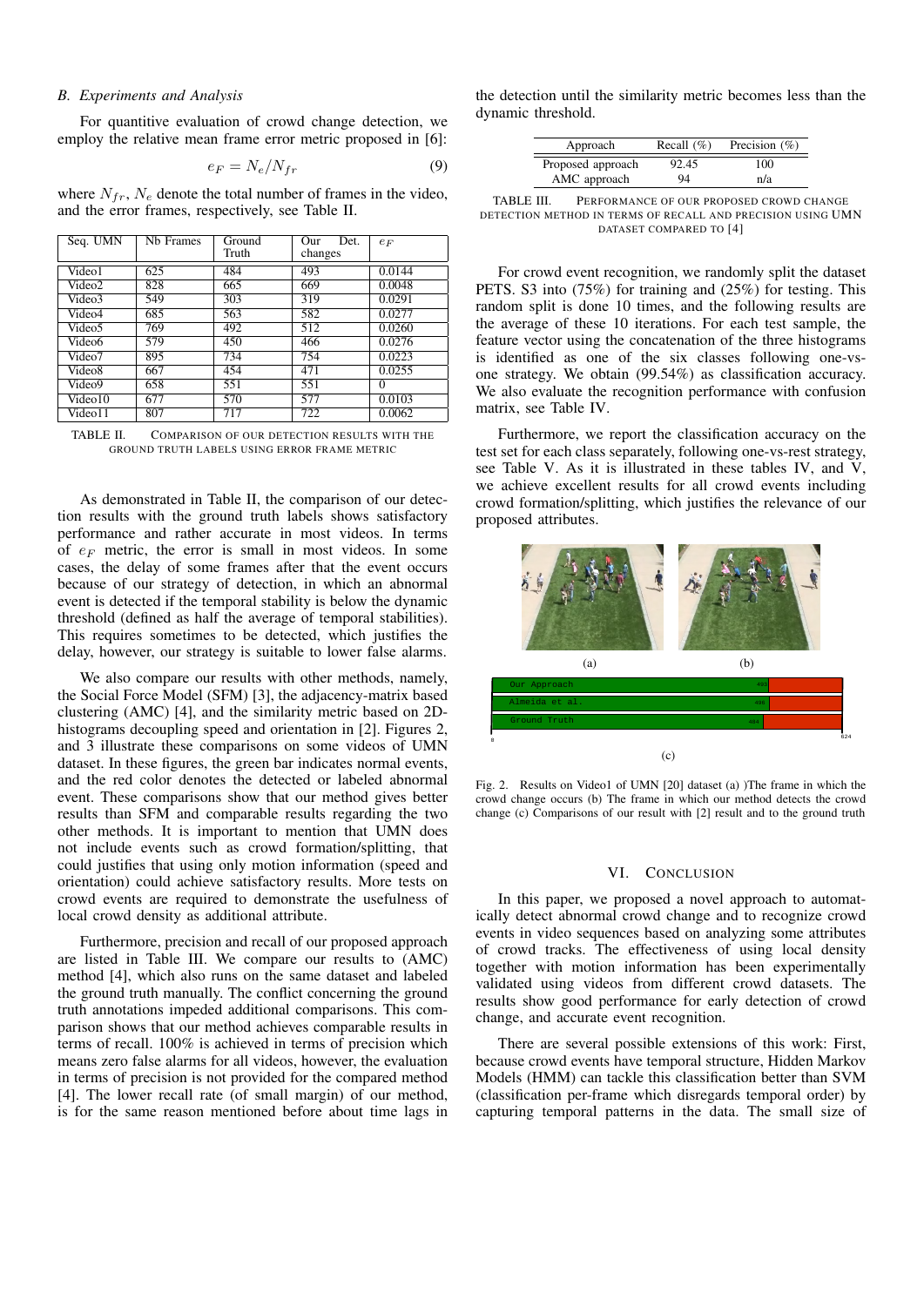### B. Experiments and Analysis

For quantitive evaluation of crowd change detection, we employ the relative mean frame error metric proposed in [6]:

$$e_F = N_e / N_{fr} \tag{9}$$

where $N_{fr}$, $N_e$ denote the total number of frames in the video, and the error frames, respectively, see Table II.

| Seq. UMN | Nb Frames | Ground Truth | Our Det. changes | $e_F$ |
|---|---|---|---|---|
| Video1 | 625 | 484 | 493 | 0.0144 |
| Video2 | 828 | 665 | 669 | 0.0048 |
| Video3 | 549 | 303 | 319 | 0.0291 |
| Video4 | 685 | 563 | 582 | 0.0277 |
| Video5 | 769 | 492 | 512 | 0.0260 |
| Video6 | 579 | 450 | 466 | 0.0276 |
| Video7 | 895 | 734 | 754 | 0.0223 |
| Video8 | 667 | 454 | 471 | 0.0255 |
| Video9 | 658 | 551 | 551 | 0 |
| Video10 | 677 | 570 | 577 | 0.0103 |
| Video11 | 807 | 717 | 722 | 0.0062 |

TABLE II. Comparison of our detection results with the ground truth labels using error frame metric

As demonstrated in Table II, the comparison of our detection results with the ground truth labels shows satisfactory performance and rather accurate in most videos. In terms of $e_F$ metric, the error is small in most videos. In some cases, the delay of some frames after that the event occurs because of our strategy of detection, in which an abnormal event is detected if the temporal stability is below the dynamic threshold (defined as half the average of temporal stabilities). This requires sometimes to be detected, which justifies the delay, however, our strategy is suitable to lower false alarms.

We also compare our results with other methods, namely, the Social Force Model (SFM) [3], the adjacency-matrix based clustering (AMC) [4], and the similarity metric based on 2D-histograms decoupling speed and orientation in [2]. Figures 2, and 3 illustrate these comparisons on some videos of UMN dataset. In these figures, the green bar indicates normal events, and the red color denotes the detected or labeled abnormal event. These comparisons show that our method gives better results than SFM and comparable results regarding the two other methods. It is important to mention that UMN does not include events such as crowd formation/splitting, that could justifies that using only motion information (speed and orientation) could achieve satisfactory results. More tests on crowd events are required to demonstrate the usefulness of local crowd density as additional attribute.

Furthermore, precision and recall of our proposed approach are listed in Table III. We compare our results to (AMC) method [4], which also runs on the same dataset and labeled the ground truth manually. The conflict concerning the ground truth annotations impeded additional comparisons. This comparison shows that our method achieves comparable results in terms of recall. 100% is achieved in terms of precision which means zero false alarms for all videos, however, the evaluation in terms of precision is not provided for the compared method [4]. The lower recall rate (of small margin) of our method, is for the same reason mentioned before about time lags in the detection until the similarity metric becomes less than the dynamic threshold.

| Approach | Recall (%) | Precision (%) |
|---|---|---|
| Proposed approach | 92.45 | 100 |
| AMC approach | 94 | n/a |

TABLE III. Performance of our proposed crowd change detection method in terms of recall and precision using UMN dataset compared to [4]

For crowd event recognition, we randomly split the dataset PETS. S3 into (75%) for training and (25%) for testing. This random split is done 10 times, and the following results are the average of these 10 iterations. For each test sample, the feature vector using the concatenation of the three histograms is identified as one of the six classes following one-vs-one strategy. We obtain (99.54%) as classification accuracy. We also evaluate the recognition performance with confusion matrix, see Table IV.

Furthermore, we report the classification accuracy on the test set for each class separately, following one-vs-rest strategy, see Table V. As it is illustrated in these tables IV, and V, we achieve excellent results for all crowd events including crowd formation/splitting, which justifies the relevance of our proposed attributes.

(a) (b)

(c)

Fig. 2. Results on Video1 of UMN [20] dataset (a) )The frame in which the crowd change occurs (b) The frame in which our method detects the crowd change (c) Comparisons of our result with [2] result and to the ground truth

## VI. Conclusion

In this paper, we proposed a novel approach to automatically detect abnormal crowd change and to recognize crowd events in video sequences based on analyzing some attributes of crowd tracks. The effectiveness of using local density together with motion information has been experimentally validated using videos from different crowd datasets. The results show good performance for early detection of crowd change, and accurate event recognition.

There are several possible extensions of this work: First, because crowd events have temporal structure, Hidden Markov Models (HMM) can tackle this classification better than SVM (classification per-frame which disregards temporal order) by capturing temporal patterns in the data. The small size of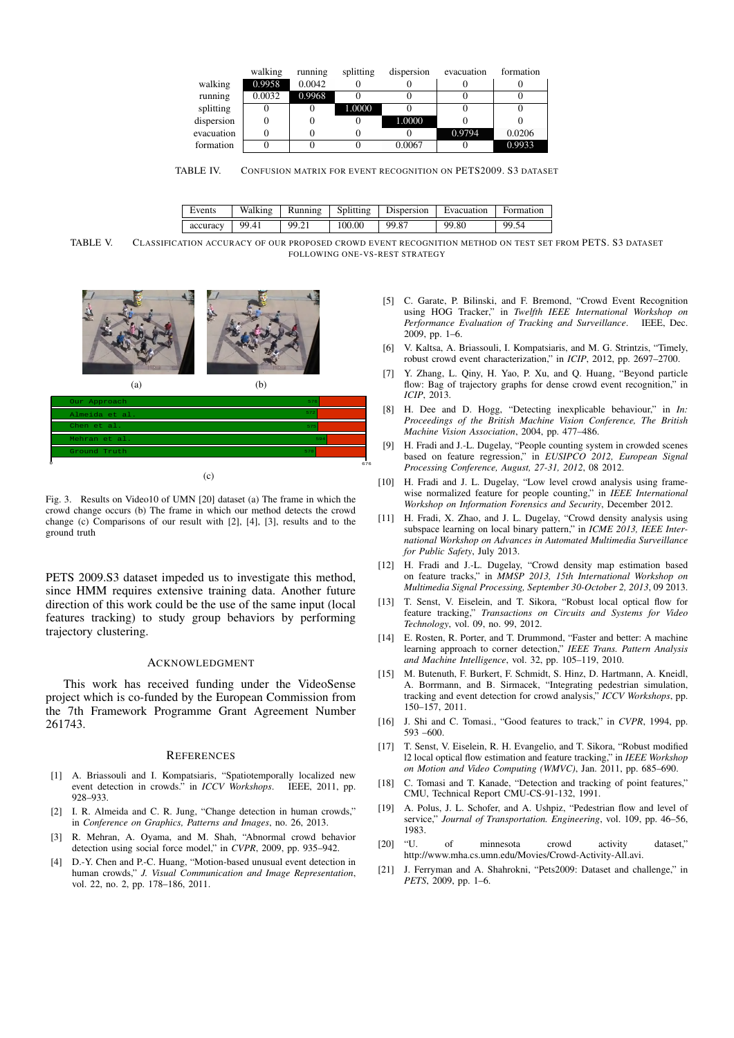|  | walking | running | splitting | dispersion | evacuation | formation |
|---|---|---|---|---|---|---|
| walking | 0.9958 | 0.0042 | 0 | 0 | 0 | 0 |
| running | 0.0032 | 0.9968 | 0 | 0 | 0 | 0 |
| splitting | 0 | 0 | 1.0000 | 0 | 0 | 0 |
| dispersion | 0 | 0 | 0 | 1.0000 | 0 | 0 |
| evacuation | 0 | 0 | 0 | 0 | 0.9794 | 0.0206 |
| formation | 0 | 0 | 0 | 0.0067 | 0 | 0.9933 |

TABLE IV. CONFUSION MATRIX FOR EVENT RECOGNITION ON PETS2009. S3 DATASET

| Events | Walking | Running | Splitting | Dispersion | Evacuation | Formation |
|---|---|---|---|---|---|---|
| accuracy | 99.41 | 99.21 | 100.00 | 99.87 | 99.80 | 99.54 |

TABLE V. CLASSIFICATION ACCURACY OF OUR PROPOSED CROWD EVENT RECOGNITION METHOD ON TEST SET FROM PETS. S3 DATASET FOLLOWING ONE-VS-REST STRATEGY

(a)

(b)

Our Approach

Almeida et al.

Chen et al.

Mehran et al.

Ground Truth

0

676

(c)

Fig. 3. Results on Video10 of UMN [20] dataset (a) The frame in which the crowd change occurs (b) The frame in which our method detects the crowd change (c) Comparisons of our result with [2], [4], [3], results and to the ground truth

PETS 2009.S3 dataset impeded us to investigate this method, since HMM requires extensive training data. Another future direction of this work could be the use of the same input (local features tracking) to study group behaviors by performing trajectory clustering.

## ACKNOWLEDGMENT

This work has received funding under the VideoSense project which is co-funded by the European Commission from the 7th Framework Programme Grant Agreement Number 261743.

## REFERENCES

[1] A. Briassouli and I. Kompatsiaris, "Spatiotemporally localized new event detection in crowds." in *ICCV Workshops*. IEEE, 2011, pp. 928–933.

[2] I. R. Almeida and C. R. Jung, "Change detection in human crowds," in *Conference on Graphics, Patterns and Images*, no. 26, 2013.

[3] R. Mehran, A. Oyama, and M. Shah, "Abnormal crowd behavior detection using social force model," in *CVPR*, 2009, pp. 935–942.

[4] D.-Y. Chen and P.-C. Huang, "Motion-based unusual event detection in human crowds," *J. Visual Communication and Image Representation*, vol. 22, no. 2, pp. 178–186, 2011.

[5] C. Garate, P. Bilinski, and F. Bremond, "Crowd Event Recognition using HOG Tracker," in *Twelfth IEEE International Workshop on Performance Evaluation of Tracking and Surveillance*. IEEE, Dec. 2009, pp. 1–6.

[6] V. Kaltsa, A. Briassouli, I. Kompatsiaris, and M. G. Strintzis, "Timely, robust crowd event characterization," in *ICIP*, 2012, pp. 2697–2700.

[7] Y. Zhang, L. Qiny, H. Yao, P. Xu, and Q. Huang, "Beyond particle flow: Bag of trajectory graphs for dense crowd event recognition," in *ICIP*, 2013.

[8] H. Dee and D. Hogg, "Detecting inexplicable behaviour," in *In: Proceedings of the British Machine Vision Conference, The British Machine Vision Association*, 2004, pp. 477–486.

[9] H. Fradi and J.-L. Dugelay, "People counting system in crowded scenes based on feature regression," in *EUSIPCO 2012, European Signal Processing Conference, August, 27-31, 2012*, 08 2012.

[10] H. Fradi and J. L. Dugelay, "Low level crowd analysis using frame-wise normalized feature for people counting," in *IEEE International Workshop on Information Forensics and Security*, December 2012.

[11] H. Fradi, X. Zhao, and J. L. Dugelay, "Crowd density analysis using subspace learning on local binary pattern," in *ICME 2013, IEEE International Workshop on Advances in Automated Multimedia Surveillance for Public Safety*, July 2013.

[12] H. Fradi and J.-L. Dugelay, "Crowd density map estimation based on feature tracks," in *MMSP 2013, 15th International Workshop on Multimedia Signal Processing, September 30-October 2, 2013*, 09 2013.

[13] T. Senst, V. Eiselein, and T. Sikora, "Robust local optical flow for feature tracking," *Transactions on Circuits and Systems for Video Technology*, vol. 09, no. 99, 2012.

[14] E. Rosten, R. Porter, and T. Drummond, "Faster and better: A machine learning approach to corner detection," *IEEE Trans. Pattern Analysis and Machine Intelligence*, vol. 32, pp. 105–119, 2010.

[15] M. Butenuth, F. Burkert, F. Schmidt, S. Hinz, D. Hartmann, A. Kneidl, A. Borrmann, and B. Sirmacek, "Integrating pedestrian simulation, tracking and event detection for crowd analysis," *ICCV Workshops*, pp. 150–157, 2011.

[16] J. Shi and C. Tomasi., "Good features to track," in *CVPR*, 1994, pp. 593 –600.

[17] T. Senst, V. Eiselein, R. H. Evangelio, and T. Sikora, "Robust modified l2 local optical flow estimation and feature tracking," in *IEEE Workshop on Motion and Video Computing (WMVC)*, Jan. 2011, pp. 685–690.

[18] C. Tomasi and T. Kanade, "Detection and tracking of point features," CMU, Technical Report CMU-CS-91-132, 1991.

[19] A. Polus, J. L. Schofer, and A. Ushpiz, "Pedestrian flow and level of service," *Journal of Transportation. Engineering*, vol. 109, pp. 46–56, 1983.

[20] "U. of minnesota crowd activity dataset," http://www.mha.cs.umn.edu/Movies/Crowd-Activity-All.avi.

[21] J. Ferryman and A. Shahrokni, "Pets2009: Dataset and challenge," in *PETS*, 2009, pp. 1–6.